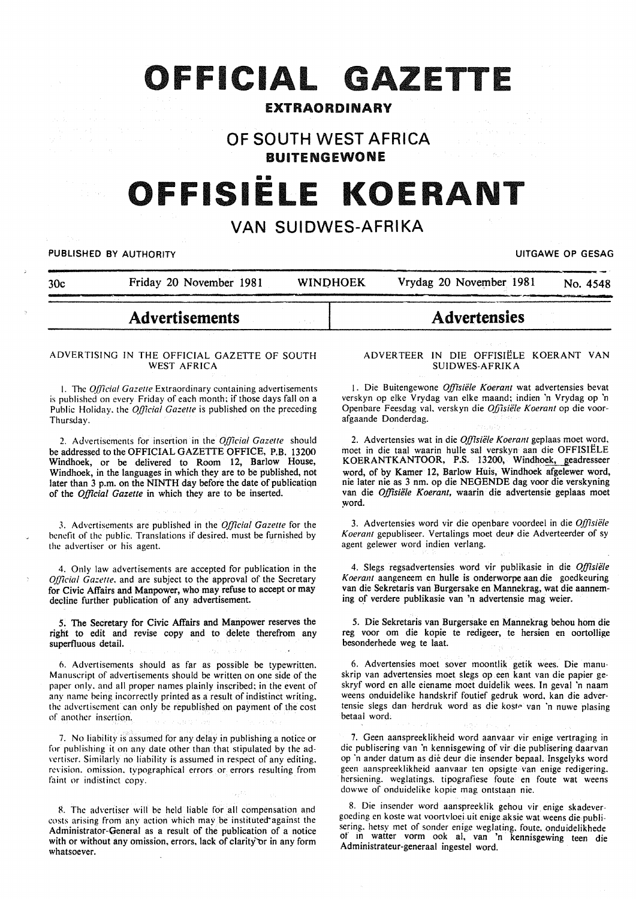# OFFICIAL GAZETTE

## EXTRAORDINARY

## OF SOUTH WEST AFRICA

## BUITENGEWONE

# OFFISIËLE KOERANT

## VAN SUIDWES-AFRIKA

PUBLISHED BY AUTHORITY — UITGAWE OP GESAG

30c — Friday 20 November 1981 — WINDHOEK — Vrydag 20 November 1981 — No. 4548

## Advertisements

### ADVERTISING IN THE OFFICIAL GAZETTE OF SOUTH WEST AFRICA

1. The *Official Gazette* Extraordinary containing advertisements is published on every Friday of each month; if those days fall on a Public Holiday, the *Official Gazette* is published on the preceding Thursday.

2. Advertisements for insertion in the *Official Gazette* should be addressed to the OFFICIAL GAZETTE OFFICE, P.B. 13200 Windhoek, or be delivered to Room 12, Barlow House, Windhoek, in the languages in which they are to be published, not later than 3 p.m. on the NINTH day before the date of publication of the *Official Gazette* in which they are to be inserted.

3. Advertisements are published in the *Official Gazette* for the benefit of the public. Translations if desired, must be furnished by the advertiser or his agent.

4. Only law advertisements are accepted for publication in the *Official Gazette*, and are subject to the approval of the Secretary for Civic Affairs and Manpower, who may refuse to accept or may decline further publication of any advertisement.

5. The Secretary for Civic Affairs and Manpower reserves the right to edit and revise copy and to delete therefrom any superfluous detail.

6. Advertisements should as far as possible be typewritten. Manuscript of advertisements should be written on one side of the paper only, and all proper names plainly inscribed; in the event of any name being incorrectly printed as a result of indistinct writing, the advertisement can only be republished on payment of the cost of another insertion.

7. No liability is assumed for any delay in publishing a notice or for publishing it on any date other than that stipulated by the advertiser. Similarly no liability is assumed in respect of any editing, revision, omission, typographical errors or errors resulting from faint or indistinct copy.

8. The advertiser will be held liable for all compensation and costs arising from any action which may be instituted against the Administrator-General as a result of the publication of a notice with or without any omission, errors, lack of clarity or in any form whatsoever.

## Advertensies

### ADVERTEER IN DIE OFFISIËLE KOERANT VAN SUIDWES-AFRIKA

1. Die Buitengewone *Offisiële Koerant* wat advertensies bevat verskyn op elke Vrydag van elke maand; indien 'n Vrydag op 'n Openbare Feesdag val, verskyn die *Offisiële Koerant* op die voorafgaande Donderdag.

2. Advertensies wat in die *Offisiële Koerant* geplaas moet word, moet in die taal waarin hulle sal verskyn aan die OFFISIËLE KOERANTKANTOOR, P.S. 13200, Windhoek, geadresseer word, of by Kamer 12, Barlow Huis, Windhoek afgelewer word, nie later nie as 3 nm. op die NEGENDE dag voor die verskyning van die *Offisiële Koerant*, waarin die advertensie geplaas moet word.

3. Advertensies word vir die openbare voordeel in die *Offisiële Koerant* gepubliseer. Vertalings moet deur die Adverteerder of sy agent gelewer word indien verlang.

4. Slegs regsadvertensies word vir publikasie in die *Offisiële Koerant* aangeneem en hulle is onderworpe aan die goedkeuring van die Sekretaris van Burgersake en Mannekrag, wat die aanneming of verdere publikasie van 'n advertensie mag weier.

5. Die Sekretaris van Burgersake en Mannekrag behou hom die reg voor om die kopie te redigeer, te hersien en oortollige besonderhede weg te laat.

6. Advertensies moet sover moontlik getik wees. Die manuskrip van advertensies moet slegs op een kant van die papier geskryf word en alle eiename moet duidelik wees. In geval 'n naam weens onduidelike handskrif foutief gedruk word, kan die advertensie slegs dan herdruk word as die koste van 'n nuwe plasing betaal word.

7. Geen aanspreeklikheid word aanvaar vir enige vertraging in die publisering van 'n kennisgewing of vir die publisering daarvan op 'n ander datum as dié deur die insender bepaal. Insgelyks word geen aanspreeklikheid aanvaar ten opsigte van enige redigering, hersiening, weglatings, tipografiese foute en foute wat weens dowwe of onduidelike kopie mag ontstaan nie.

8. Die insender word aanspreeklik gehou vir enige skadevergoeding en koste wat voortvloei uit enige aksie wat weens die publisering, hetsy met of sonder enige weglating, foute, onduidelikhede of in watter vorm ook al, van 'n kennisgewing teen die Administrateur-generaal ingestel word.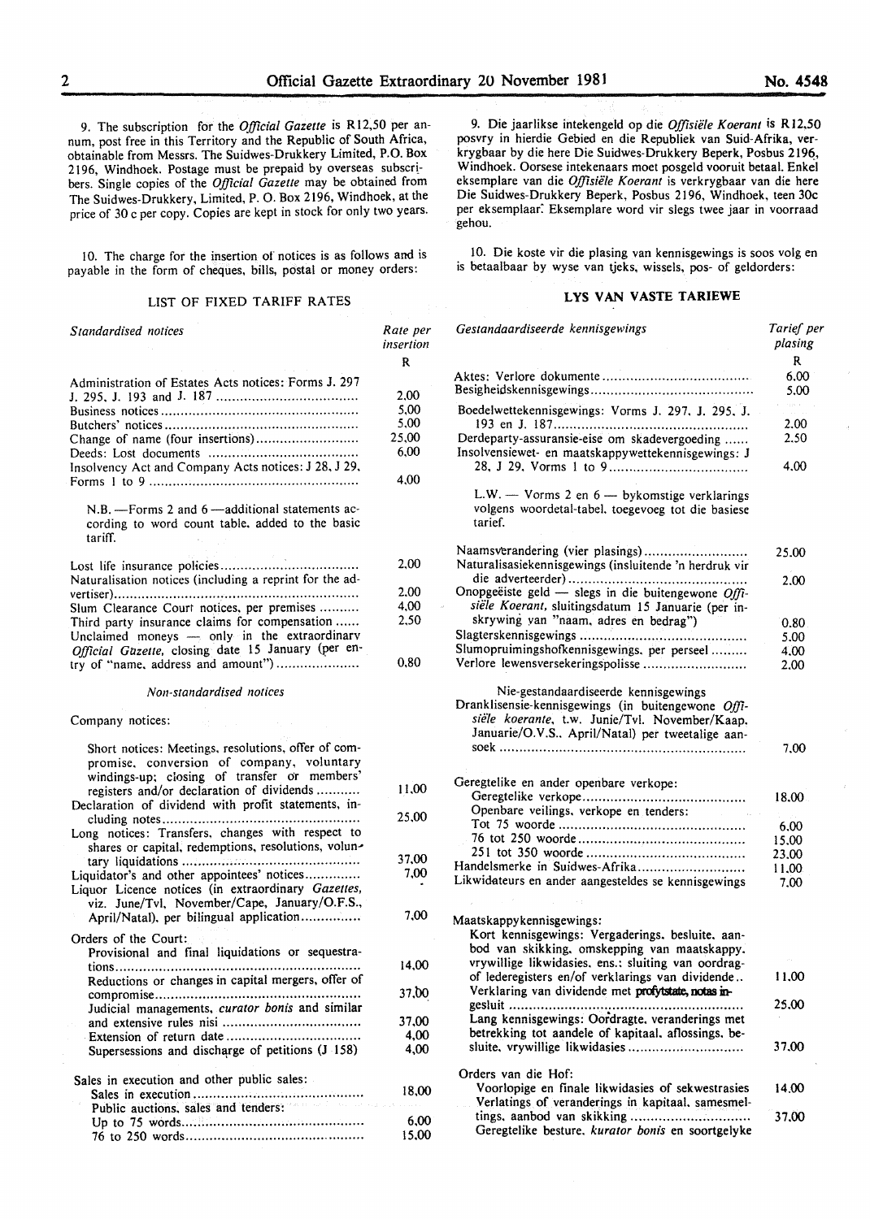9. The subscription for the *Official Gazette* is R12,50 per annum, post free in this Territory and the Republic of South Africa, obtainable from Messrs. The Suidwes-Drukkery Limited, P.O. Box 2196, Windhoek. Postage must be prepaid by overseas subscribers. Single copies of the *Official Gazette* may be obtained from The Suidwes-Drukkery, Limited, P. O. Box 2196, Windhoek, at the price of 30 c per copy. Copies are kept in stock for only two years.

10. The charge for the insertion of notices is as follows and is payable in the form of cheques, bills, postal or money orders:

## LIST OF FIXED TARIFF RATES

| *Standardised notices* | Rate per insertion |
|---|---|
| | R |
| Administration of Estates Acts notices: Forms J. 297 J. 295, J. 193 and J. 187 | 2,00 |
| Business notices | 5,00 |
| Butchers' notices | 5,00 |
| Change of name (four insertions) | 25,00 |
| Deeds: Lost documents | 6,00 |
| Insolvency Act and Company Acts notices: J 28, J 29, Forms 1 to 9 | 4,00 |
| N.B. —Forms 2 and 6 —additional statements according to word count table, added to the basic tariff. | |
| Lost life insurance policies | 2,00 |
| Naturalisation notices (including a reprint for the advertiser) | 2,00 |
| Slum Clearance Court notices, per premises | 4,00 |
| Third party insurance claims for compensation | 2,50 |
| Unclaimed moneys — only in the extraordinary *Official Gazette*, closing date 15 January (per entry of "name, address and amount") | 0,80 |

*Non-standardised notices*

| Company notices: | |
|---|---|
| Short notices: Meetings, resolutions, offer of compromise, conversion of company, voluntary windings-up; closing of transfer or members' registers and/or declaration of dividends | 11,00 |
| Declaration of dividend with profit statements, including notes | 25,00 |
| Long notices: Transfers, changes with respect to shares or capital, redemptions, resolutions, voluntary liquidations | 37,00 |
| Liquidator's and other appointees' notices | 7,00 |
| Liquor Licence notices (in extraordinary *Gazettes*, viz. June/Tvl, November/Cape, January/O.F.S., April/Natal), per bilingual application | 7,00 |
| Orders of the Court: | |
| Provisional and final liquidations or sequestrations | 14,00 |
| Reductions or changes in capital mergers, offer of compromise | 37,00 |
| Judicial managements, *curator bonis* and similar and extensive rules nisi | 37,00 |
| Extension of return date | 4,00 |
| Supersessions and discharge of petitions (J 158) | 4,00 |
| Sales in execution and other public sales: | |
| Sales in execution | 18,00 |
| Public auctions, sales and tenders: | |
| Up to 75 words | 6,00 |
| 76 to 250 words | 15,00 |

9. Die jaarlikse intekengeld op die *Offisiële Koerant* is R12,50 posvry in hierdie Gebied en die Republiek van Suid-Afrika, verkrygbaar by die here Die Suidwes-Drukkery Beperk, Posbus 2196, Windhoek. Oorsese intekenaars moet posgeld vooruit betaal. Enkel eksemplare van die *Offisiële Koerant* is verkrygbaar van die here Die Suidwes-Drukkery Beperk, Posbus 2196, Windhoek, teen 30c per eksemplaar. Eksemplare word vir slegs twee jaar in voorraad gehou.

10. Die koste vir die plasing van kennisgewings is soos volg en is betaalbaar by wyse van tjeks, wissels, pos- of geldorders:

## LYS VAN VASTE TARIEWE

| *Gestandaardiseerde kennisgewings* | Tarief per plasing |
|---|---|
| | R |
| Aktes: Verlore dokumente | 6,00 |
| Besigheidskennisgewings | 5,00 |
| Boedelwettekennisgewings: Vorms J. 297, J. 295, J. 193 en J. 187 | 2,00 |
| Derdeparty-assuransie-eise om skadevergoeding | 2,50 |
| Insolvensiewet- en maatskappywettekennisgewings: J 28, J 29, Vorms 1 to 9 | 4,00 |
| L.W. — Vorms 2 en 6 — bykomstige verklarings volgens woordetal-tabel, toegevoeg tot die basiese tarief. | |
| Naamsverandering (vier plasings) | 25,00 |
| Naturalisasiekennisgewings (insluitende 'n herdruk vir die adverteerder) | 2,00 |
| Onopgeëiste geld — slegs in die buitengewone *Offisiële Koerant*, sluitingsdatum 15 Januarie (per inskrywing van "naam, adres en bedrag") | 0,80 |
| Slagterskennisgewings | 5,00 |
| Slumopruimingshofkennisgewings, per perseel | 4,00 |
| Verlore lewensversekeringspolisse | 2,00 |

| Nie-gestandaardiseerde kennisgewings | |
|---|---|
| Dranklisensie-kennisgewings (in buitengewone *Offisiële koerante*, t.w. Junie/Tvl. November/Kaap. Januarie/O.V.S., April/Natal) per tweetalige aansoek | 7,00 |
| Geregtelike en ander openbare verkope: | |
| Geregtelike verkope | 18,00 |
| Openbare veilings, verkope en tenders: | |
| Tot 75 woorde | 6,00 |
| 76 tot 250 woorde | 15,00 |
| 251 tot 350 woorde | 23,00 |
| Handelsmerke in Suidwes-Afrika | 11,00 |
| Likwidateurs en ander aangesteldes se kennisgewings | 7,00 |
| Maatskappykennisgewings: | |
| Kort kennisgewings: Vergaderings, besluite, aanbod van skikking, omskepping van maatskappy, vrywillige likwidasies, ens.: sluiting van oordragof lederegisters en/of verklarings van dividende | 11,00 |
| Verklaring van dividende met profytstate, notas ingesluit | 25,00 |
| Lang kennisgewings: Oordragte, veranderings met betrekking tot aandele of kapitaal, aflossings, besluite, vrywillige likwidasies | 37,00 |
| Orders van die Hof: | |
| Voorlopige en finale likwidasies of sekwestrasies | 14,00 |
| Verlatings of veranderings in kapitaal, samesmeltings, aanbod van skikking | 37,00 |
| Geregtelike besture, *kurator bonis* en soortgelyke | |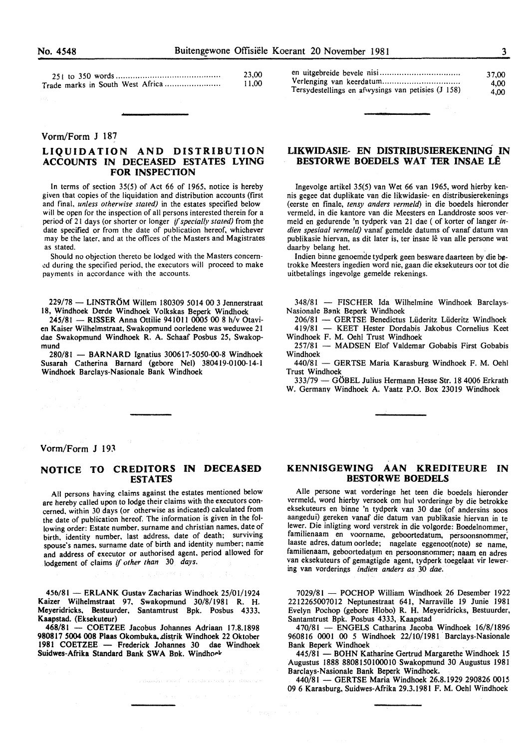| | |
|---|---|
| 251 to 350 words | 23,00 |
| Trade marks in South West Africa | 11,00 |

| | |
|---|---|
| en uitgebreide bevele nisi | 37,00 |
| Verlenging van keerdatum | 4,00 |
| Tersydestellings en afwysings van petisies (J 158) | 4,00 |

Vorm/Form J 187

## LIQUIDATION AND DISTRIBUTION ACCOUNTS IN DECEASED ESTATES LYING FOR INSPECTION

In terms of section 35(5) of Act 66 of 1965, notice is hereby given that copies of the liquidation and distribution accounts (first and final, *unless otherwise stated)* in the estates specified below will be open for the inspection of all persons interested therein for a period of 21 days (or shorter or longer *if specially stated)* from the date specified or from the date of publication hereof, whichever may be the later, and at the offices of the Masters and Magistrates as stated.

Should no objection thereto be lodged with the Masters concerned during the specified period, the executors will proceed to make payments in accordance with the accounts.

229/78 — LINSTRÖM Willem 180309 5014 00 3 Jennerstraat 18, Windhoek Derde Windhoek Volkskas Beperk Windhoek

245/81 — RISSER Anna Ottilie 941011 0005 00 8 h/v Otavien Kaiser Wilhelmstraat, Swakopmund oorledene was weduwee 21 dae Swakopmund Windhoek R. A. Schaaf Posbus 25, Swakopmund

280/81 — BARNARD Ignatius 300617-5050-00-8 Windhoek Susarah Catherina Barnard (gebore Nel) 380419-0100-14-1 Windhoek Barclays-Nasionale Bank Windhoek

## LIKWIDASIE- EN DISTRIBUSIEREKENING IN BESTORWE BOEDELS WAT TER INSAE LÊ

Ingevolge artikel 35(5) van Wet 66 van 1965, word hierby kennis gegee dat duplikate van die likwidasie- en distribusierekenings (eerste en finale, *tensy anders vermeld)* in die boedels hieronder vermeld, in die kantore van die Meesters en Landdroste soos vermeld en gedurende 'n tydperk van 21 dae ( of korter of langer *indien spesiaal vermeld)* vanaf gemelde datums of vanaf datum van publikasie hiervan, as dit later is, ter insae lê van alle persone wat daarby belang het.

Indien binne genoemde tydperk geen besware daarteen by die betrokke Meesters ingedien word nie, gaan die eksekuteurs oor tot die uitbetalings ingevolge gemelde rekenings.

348/81 — FISCHER Ida Wilhelmine Windhoek Barclays-Nasionale Bank Beperk Windhoek

206/81 — GERTSE Benedictus Lüderitz Lüderitz Windhoek

419/81 — KEET Hester Dordabis Jakobus Cornelius Keet Windhoek F. M. Oehl Trust Windhoek

257/81 — MADSEN Elof Valdemar Gobabis First Gobabis Windhoek

440/81 — GERTSE Maria Karasburg Windhoek F. M. Oehl Trust Windhoek

333/79 — GÖBEL Julius Hermann Hesse Str. 18 4006 Erkrath W. Germany Windhoek A. Vaatz P.O. Box 23019 Windhoek

Vorm/Form J 193

## NOTICE TO CREDITORS IN DECEASED ESTATES

All persons having claims against the estates mentioned below are hereby called upon to lodge their claims with the executors concerned, within 30 days (or otherwise as indicated) calculated from the date of publication hereof. The information is given in the following order: Estate number, surname and christian names, date of birth, identity number, last address, date of death; surviving spouse's names, surname date of birth and identity number; name and address of executor or authorised agent, period allowed for lodgement of claims *if other than 30 days.*

456/81 — ERLANK Gustav Zacharias Windhoek 25/01/1924 Kaizer Wilhelmstraat 97, Swakopmund 30/8/1981 R. H. Meyeridricks, Bestuurder, Santamtrust Bpk. Posbus 4333, Kaapstad. (Eksekuteur)

468/81 — COETZEE Jacobus Johannes Adriaan 17.8.1898 980817 5004 008 Plaas Okombuka, distrik Windhoek 22 Oktober 1981 COETZEE — Frederick Johannes 30 dae Windhoek Suidwes-Afrika Standard Bank SWA Bpk. Windhoek

## KENNISGEWING AAN KREDITEURE IN BESTORWE BOEDELS

Alle persone wat vorderinge het teen die boedels hieronder vermeld, word hierby versoek om hul vorderinge by die betrokke eksekuteurs en binne 'n tydperk van 30 dae (of andersins soos aangedui) gereken vanaf die datum van publikasie hiervan in te lewer. Die inligting word verstrek in die volgorde: Boedelnommer, familienaam en voorname, geboortedatum, persoonsnommer, laaste adres, datum oorlede; nagelate eggenoot(note) se name, familienaam, geboortedatum en persoonsnommer; naam en adres van eksekuteurs of gemagtigde agent, tydperk toegelaat vir lewering van vorderings *indien anders as 30 dae.*

7029/81 — POCHOP William Windhoek 26 Desember 1922 2212265007012 Neptunestraat 641, Narraville 19 Junie 1981 Evelyn Pochop (gebore Hlobo) R. H. Meyeridricks, Bestuurder, Santamtrust Bpk. Posbus 4333, Kaapstad

470/81 — ENGELS Catharina Jacoba Windhoek 16/8/1896 960816 0001 00 5 Windhoek 22/10/1981 Barclays-Nasionale Bank Beperk Windhoek

445/81 — BOHN Katharine Gertrud Margarethe Windhoek 15 Augustus 1888 8808150100010 Swakopmund 30 Augustus 1981 Barclays-Nasionale Bank Beperk Windhoek.

440/81 — GERTSE Maria Windhoek 26.8.1929 290826 0015 09 6 Karasburg, Suidwes-Afrika 29.3.1981 F. M. Oehl Windhoek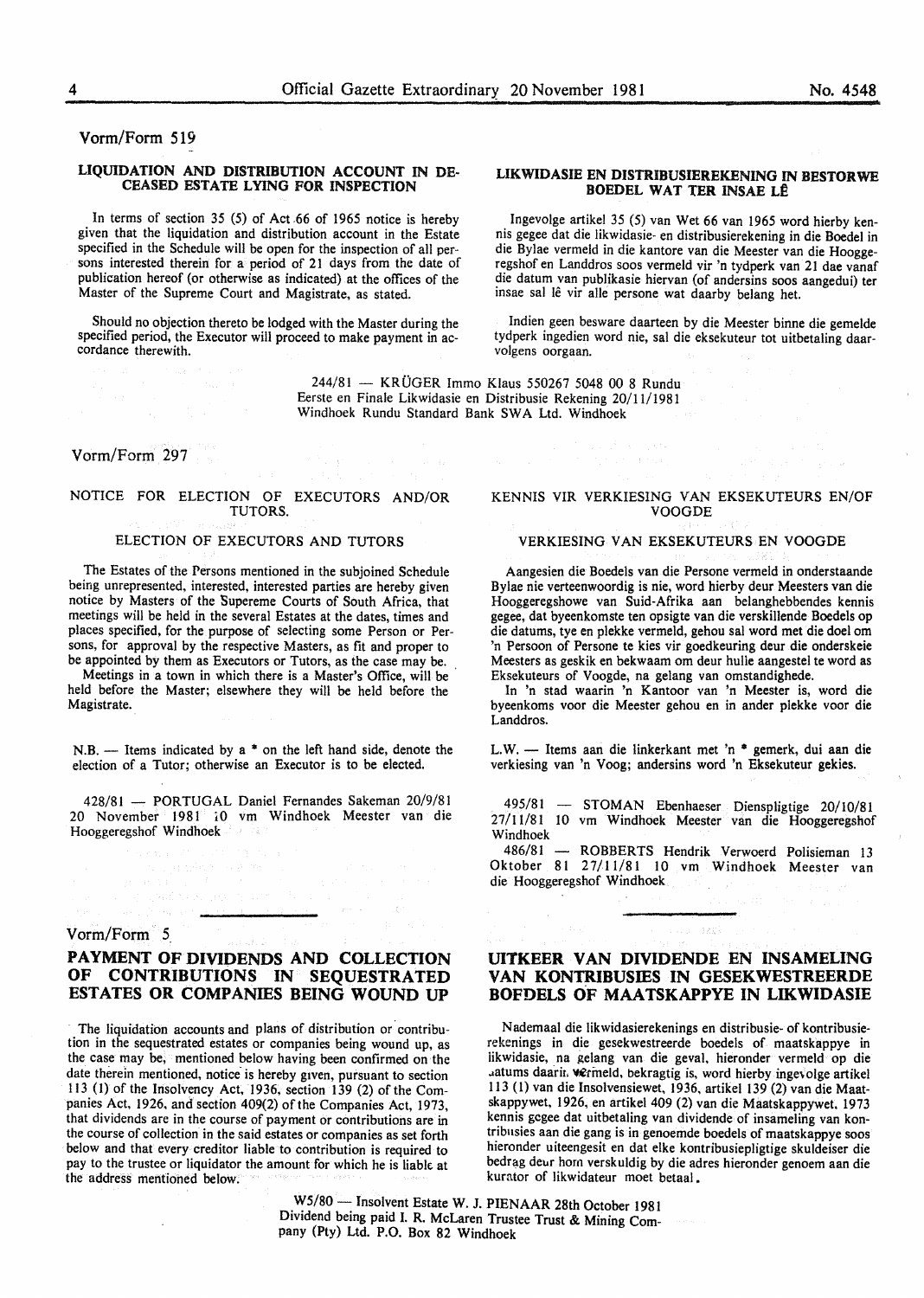Vorm/Form 519

## LIQUIDATION AND DISTRIBUTION ACCOUNT IN DECEASED ESTATE LYING FOR INSPECTION

In terms of section 35 (5) of Act 66 of 1965 notice is hereby given that the liquidation and distribution account in the Estate specified in the Schedule will be open for the inspection of all persons interested therein for a period of 21 days from the date of publication hereof (or otherwise as indicated) at the offices of the Master of the Supreme Court and Magistrate, as stated.

Should no objection thereto be lodged with the Master during the specified period, the Executor will proceed to make payment in accordance therewith.

## LIKWIDASIE EN DISTRIBUSIEREKENING IN BESTORWE BOEDEL WAT TER INSAE LÊ

Ingevolge artikel 35 (5) van Wet 66 van 1965 word hierby kennis gegee dat die likwidasie- en distribusierekening in die Boedel in die Bylae vermeld in die kantore van die Meester van die Hooggeregshof en Landdros soos vermeld vir 'n tydperk van 21 dae vanaf die datum van publikasie hiervan (of andersins soos aangedui) ter insae sal lê vir alle persone wat daarby belang het.

Indien geen besware daarteen by die Meester binne die gemelde tydperk ingedien word nie, sal die eksekuteur tot uitbetaling daarvolgens oorgaan.

244/81 — KRÜGER Immo Klaus 550267 5048 00 8 Rundu Eerste en Finale Likwidasie en Distribusie Rekening 20/11/1981 Windhoek Rundu Standard Bank SWA Ltd. Windhoek

Vorm/Form 297

## NOTICE FOR ELECTION OF EXECUTORS AND/OR TUTORS.

### ELECTION OF EXECUTORS AND TUTORS

The Estates of the Persons mentioned in the subjoined Schedule being unrepresented, interested, interested parties are hereby given notice by Masters of the Supereme Courts of South Africa, that meetings will be held in the several Estates at the dates, times and places specified, for the purpose of selecting some Person or Persons, for approval by the respective Masters, as fit and proper to be appointed by them as Executors or Tutors, as the case may be.

Meetings in a town in which there is a Master's Office, will be held before the Master; elsewhere they will be held before the Magistrate.

N.B. — Items indicated by a * on the left hand side, denote the election of a Tutor; otherwise an Executor is to be elected.

428/81 — PORTUGAL Daniel Fernandes Sakeman 20/9/81 20 November 1981 10 vm Windhoek Meester van die Hooggeregshof Windhoek

## KENNIS VIR VERKIESING VAN EKSEKUTEURS EN/OF VOOGDE

### VERKIESING VAN EKSEKUTEURS EN VOOGDE

Aangesien die Boedels van die Persone vermeld in onderstaande Bylae nie verteenwoordig is nie, word hierby deur Meesters van die Hooggeregshowe van Suid-Afrika aan belanghebbendes kennis gegee, dat byeenkomste ten opsigte van die verskillende Boedels op die datums, tye en plekke vermeld, gehou sal word met die doel om 'n Persoon of Persone te kies vir goedkeuring deur die onderskeie Meesters as geskik en bekwaam om deur hulle aangestel te word as Eksekuteurs of Voogde, na gelang van omstandighede.

In 'n stad waarin 'n Kantoor van 'n Meester is, word die byeenkoms voor die Meester gehou en in ander plekke voor die Landdros.

L.W. — Items aan die linkerkant met 'n * gemerk, dui aan die verkiesing van 'n Voog; andersins word 'n Eksekuteur gekies.

495/81 — STOMAN Ebenhaeser Dienspligtige 20/10/81 27/11/81 10 vm Windhoek Meester van die Hooggeregshof Windhoek

486/81 — ROBBERTS Hendrik Verwoerd Polisieman 13 Oktober 81 27/11/81 10 vm Windhoek Meester van die Hooggeregshof Windhoek

Vorm/Form 5

## PAYMENT OF DIVIDENDS AND COLLECTION OF CONTRIBUTIONS IN SEQUESTRATED ESTATES OR COMPANIES BEING WOUND UP

The liquidation accounts and plans of distribution or contribution in the sequestrated estates or companies being wound up, as the case may be, mentioned below having been confirmed on the date therein mentioned, notice is hereby given, pursuant to section 113 (1) of the Insolvency Act, 1936, section 139 (2) of the Companies Act, 1926, and section 409(2) of the Companies Act, 1973, that dividends are in the course of payment or contributions are in the course of collection in the said estates or companies as set forth below and that every creditor liable to contribution is required to pay to the trustee or liquidator the amount for which he is liable at the address mentioned below.

## UITKEER VAN DIVIDENDE EN INSAMELING VAN KONTRIBUSIES IN GESEKWESTREERDE BOEDELS OF MAATSKAPPYE IN LIKWIDASIE

Nademaal die likwidasierekenings en distribusie- of kontribusierekenings in die gesekwestreerde boedels of maatskappye in likwidasie, na gelang van die geval, hieronder vermeld op die datums daarin vermeld, bekragtig is, word hierby ingevolge artikel 113 (1) van die Insolvensiewet, 1936, artikel 139 (2) van die Maatskappywet, 1926, en artikel 409 (2) van die Maatskappywet, 1973 kennis gegee dat uitbetaling van dividende of insameling van kontribusies aan die gang is in genoemde boedels of maatskappye soos hieronder uiteengesit en dat elke kontribusiepligtige skuldeiser die bedrag deur hom verskuldig by die adres hieronder genoem aan die kurator of likwidateur moet betaal.

W5/80 — Insolvent Estate W. J. PIENAAR 28th October 1981 Dividend being paid I. R. McLaren Trustee Trust & Mining Company (Pty) Ltd. P.O. Box 82 Windhoek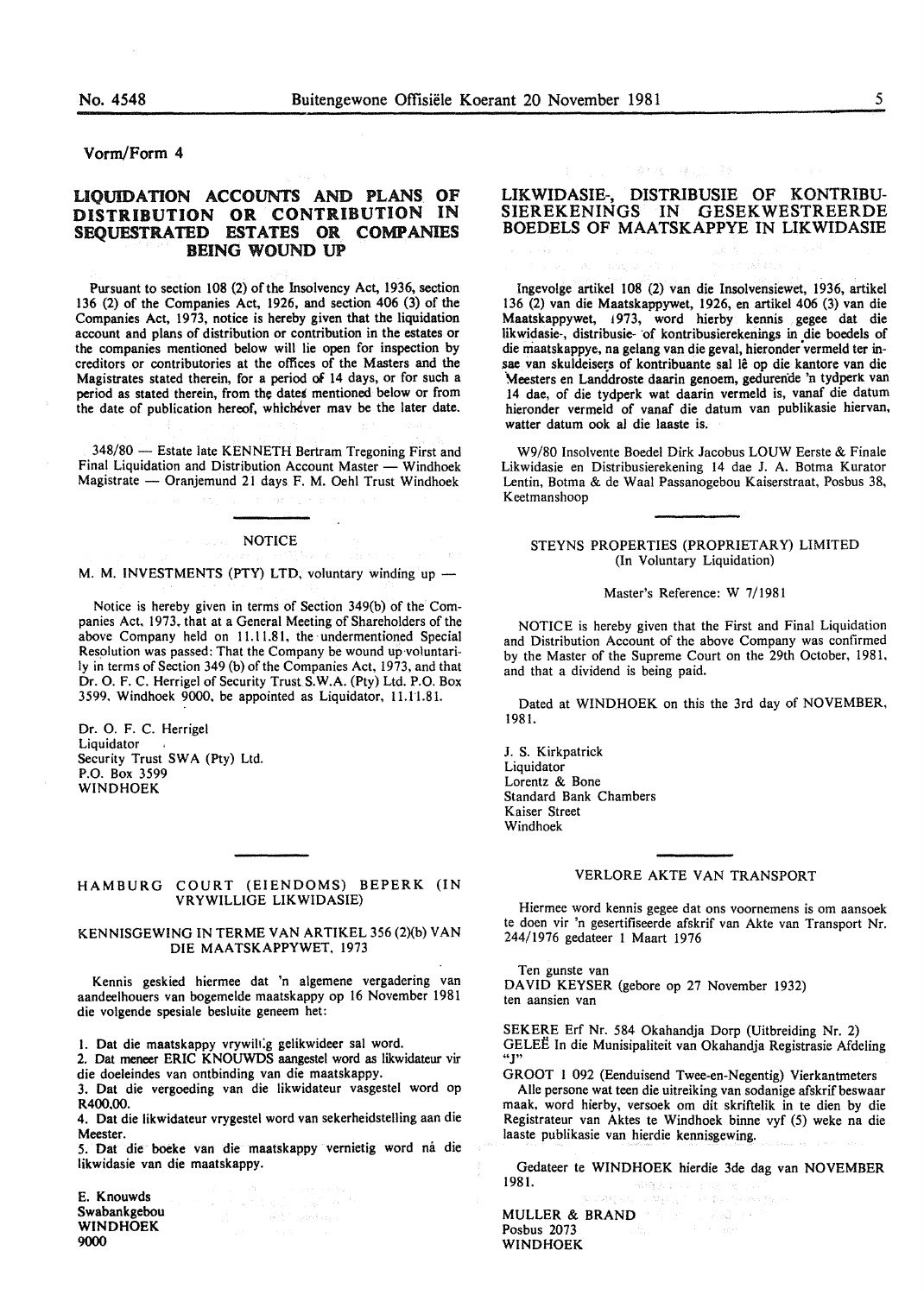Vorm/Form 4

## LIQUIDATION ACCOUNTS AND PLANS OF DISTRIBUTION OR CONTRIBUTION IN SEQUESTRATED ESTATES OR COMPANIES BEING WOUND UP

Pursuant to section 108 (2) of the Insolvency Act, 1936, section 136 (2) of the Companies Act, 1926, and section 406 (3) of the Companies Act, 1973, notice is hereby given that the liquidation account and plans of distribution or contribution in the estates or the companies mentioned below will lie open for inspection by creditors or contributories at the offices of the Masters and the Magistrates stated therein, for a period of 14 days, or for such a period as stated therein, from the dates mentioned below or from the date of publication hereof, whichever mav be the later date.

348/80 — Estate late KENNETH Bertram Tregoning First and Final Liquidation and Distribution Account Master — Windhoek Magistrate — Oranjemund 21 days F. M. Oehl Trust Windhoek

## LIKWIDASIE-, DISTRIBUSIE OF KONTRIBUSIEREKENINGS IN GESEKWESTREERDE BOEDELS OF MAATSKAPPYE IN LIKWIDASIE

Ingevolge artikel 108 (2) van die Insolvensiewet, 1936, artikel 136 (2) van die Maatskappywet, 1926, en artikel 406 (3) van die Maatskappywet, 1973, word hierby kennis gegee dat die likwidasie-, distribusie- of kontribusierekenings in die boedels of die maatskappye, na gelang van die geval, hieronder vermeld ter insae van skuldeisers of kontribuante sal lê op die kantore van die Meesters en Landdroste daarin genoem, gedurende 'n tydperk van 14 dae, of die tydperk wat daarin vermeld is, vanaf die datum hieronder vermeld of vanaf die datum van publikasie hiervan, watter datum ook al die laaste is.

W9/80 Insolvente Boedel Dirk Jacobus LOUW Eerste & Finale Likwidasie en Distribusierekening 14 dae J. A. Botma Kurator Lentin, Botma & de Waal Passanogebou Kaiserstraat, Posbus 38, Keetmanshoop

---

### NOTICE

M. M. INVESTMENTS (PTY) LTD, voluntary winding up —

Notice is hereby given in terms of Section 349(b) of the Companies Act, 1973, that at a General Meeting of Shareholders of the above Company held on 11.11.81, the undermentioned Special Resolution was passed: That the Company be wound up voluntarily in terms of Section 349 (b) of the Companies Act, 1973, and that Dr. O. F. C. Herrigel of Security Trust S.W.A. (Pty) Ltd. P.O. Box 3599, Windhoek 9000, be appointed as Liquidator, 11.11.81.

Dr. O. F. C. Herrigel
Liquidator
Security Trust SWA (Pty) Ltd.
P.O. Box 3599
WINDHOEK

---

### HAMBURG COURT (EIENDOMS) BEPERK (IN VRYWILLIGE LIKWIDASIE)

KENNISGEWING IN TERME VAN ARTIKEL 356 (2)(b) VAN DIE MAATSKAPPYWET, 1973

Kennis geskied hiermee dat 'n algemene vergadering van aandeelhouers van bogemelde maatskappy op 16 November 1981 die volgende spesiale besluite geneem het:

1. Dat die maatskappy vrywillig gelikwideer sal word.
2. Dat meneer ERIC KNOUWDS aangestel word as likwidateur vir die doeleindes van ontbinding van die maatskappy.
3. Dat die vergoeding van die likwidateur vasgestel word op R400,00.
4. Dat die likwidateur vrygestel word van sekerheidstelling aan die Meester.
5. Dat die boeke van die maatskappy vernietig word ná die likwidasie van die maatskappy.

E. Knouwds
Swabankgebou
WINDHOEK
9000

---

### STEYNS PROPERTIES (PROPRIETARY) LIMITED
(In Voluntary Liquidation)

Master's Reference: W 7/1981

NOTICE is hereby given that the First and Final Liquidation and Distribution Account of the above Company was confirmed by the Master of the Supreme Court on the 29th October, 1981, and that a dividend is being paid.

Dated at WINDHOEK on this the 3rd day of NOVEMBER, 1981.

J. S. Kirkpatrick
Liquidator
Lorentz & Bone
Standard Bank Chambers
Kaiser Street
Windhoek

---

### VERLORE AKTE VAN TRANSPORT

Hiermee word kennis gegee dat ons voornemens is om aansoek te doen vir 'n gesertifiseerde afskrif van Akte van Transport Nr. 244/1976 gedateer 1 Maart 1976

Ten gunste van
DAVID KEYSER (gebore op 27 November 1932)
ten aansien van

SEKERE Erf Nr. 584 Okahandja Dorp (Uitbreiding Nr. 2)
GELEË In die Munisipaliteit van Okahandja Registrasie Afdeling "J"
GROOT 1 092 (Eenduisend Twee-en-Negentig) Vierkantmeters
Alle persone wat teen die uitreiking van sodanige afskrif beswaar maak, word hierby, versoek om dit skriftelik in te dien by die Registrateur van Aktes te Windhoek binne vyf (5) weke na die laaste publikasie van hierdie kennisgewing.

Gedateer te WINDHOEK hierdie 3de dag van NOVEMBER 1981.

MULLER & BRAND
Posbus 2073
WINDHOEK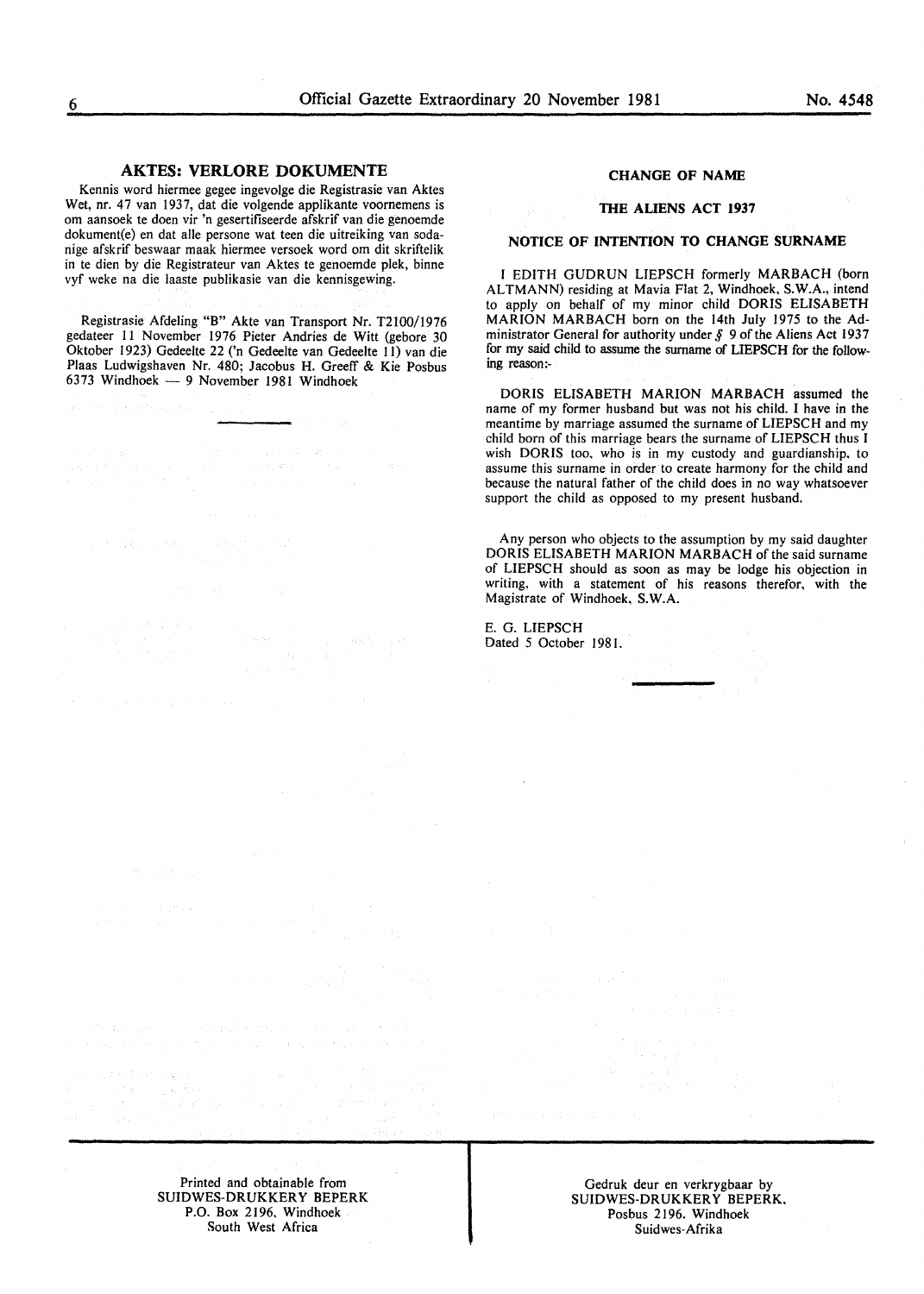## AKTES: VERLORE DOKUMENTE

Kennis word hiermee gegee ingevolge die Registrasie van Aktes Wet, nr. 47 van 1937, dat die volgende applikante voornemens is om aansoek te doen vir 'n gesertifiseerde afskrif van die genoemde dokument(e) en dat alle persone wat teen die uitreiking van sodanige afskrif beswaar maak hiermee versoek word om dit skriftelik in te dien by die Registrateur van Aktes te genoemde plek, binne vyf weke na die laaste publikasie van die kennisgewing.

Registrasie Afdeling "B" Akte van Transport Nr. T2100/1976 gedateer 11 November 1976 Pieter Andries de Witt (gebore 30 Oktober 1923) Gedeelte 22 ('n Gedeelte van Gedeelte 11) van die Plaas Ludwigshaven Nr. 480; Jacobus H. Greeff & Kie Posbus 6373 Windhoek — 9 November 1981 Windhoek

---

### CHANGE OF NAME

### THE ALIENS ACT 1937

### NOTICE OF INTENTION TO CHANGE SURNAME

I EDITH GUDRUN LIEPSCH formerly MARBACH (born ALTMANN) residing at Mavia Flat 2, Windhoek, S.W.A., intend to apply on behalf of my minor child DORIS ELISABETH MARION MARBACH born on the 14th July 1975 to the Administrator General for authority under § 9 of the Aliens Act 1937 for my said child to assume the surname of LIEPSCH for the following reason:-

DORIS ELISABETH MARION MARBACH assumed the name of my former husband but was not his child. I have in the meantime by marriage assumed the surname of LIEPSCH and my child born of this marriage bears the surname of LIEPSCH thus I wish DORIS too, who is in my custody and guardianship, to assume this surname in order to create harmony for the child and because the natural father of the child does in no way whatsoever support the child as opposed to my present husband.

Any person who objects to the assumption by my said daughter DORIS ELISABETH MARION MARBACH of the said surname of LIEPSCH should as soon as may be lodge his objection in writing, with a statement of his reasons therefor, with the Magistrate of Windhoek, S.W.A.

E. G. LIEPSCH
Dated 5 October 1981.

---

Printed and obtainable from
SUIDWES-DRUKKERY BEPERK
P.O. Box 2196, Windhoek
South West Africa

Gedruk deur en verkrygbaar by
SUIDWES-DRUKKERY BEPERK.
Posbus 2196. Windhoek
Suidwes-Afrika